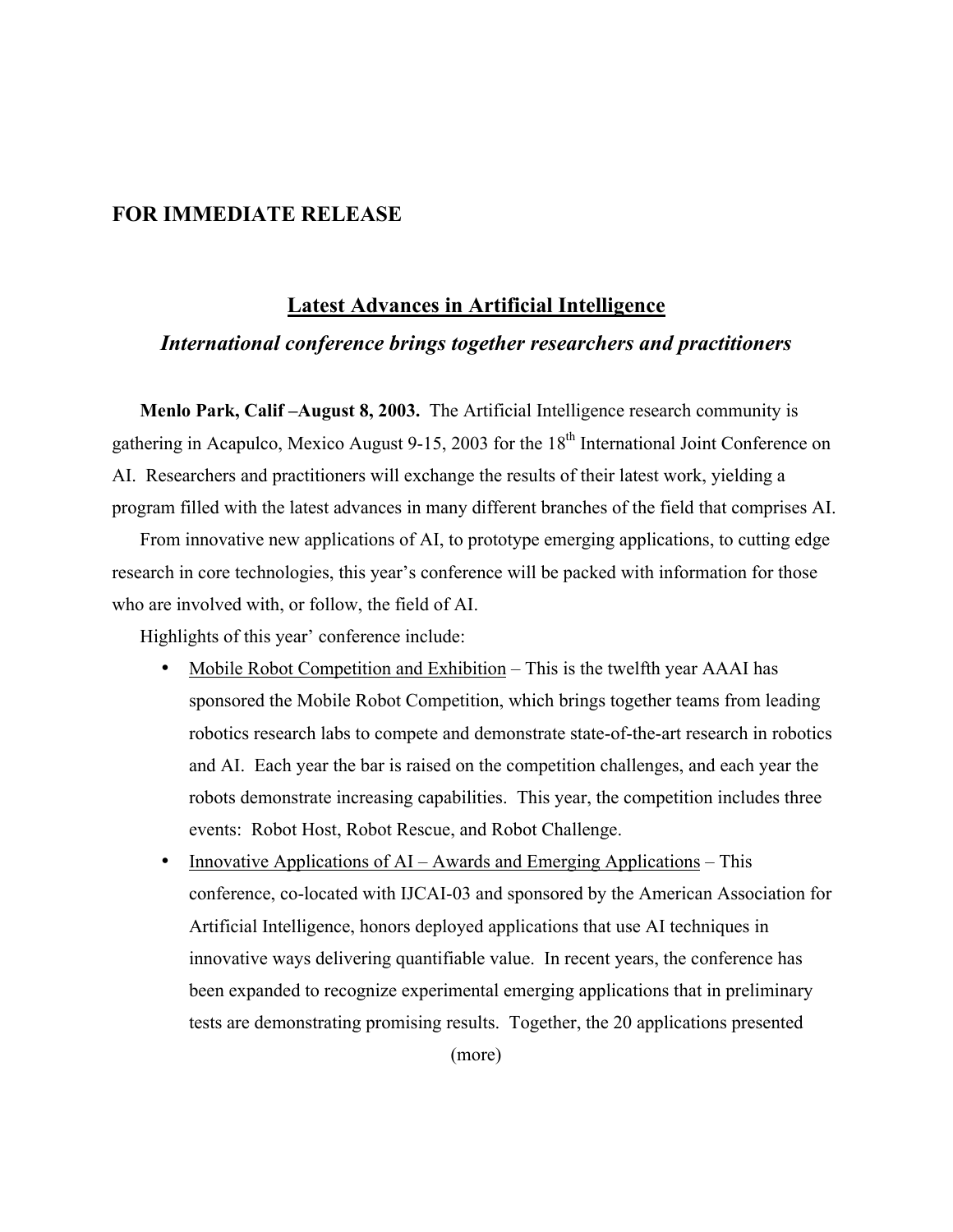**FOR IMMEDIATE RELEASE**

# Latest Advances in Artificial Intelligence

## *International conference brings together researchers and practitioners*

**Menlo Park, Calif –August 8, 2003.** The Artificial Intelligence research community is gathering in Acapulco, Mexico August 9-15, 2003 for the 18th International Joint Conference on AI. Researchers and practitioners will exchange the results of their latest work, yielding a program filled with the latest advances in many different branches of the field that comprises AI.

From innovative new applications of AI, to prototype emerging applications, to cutting edge research in core technologies, this year's conference will be packed with information for those who are involved with, or follow, the field of AI.

Highlights of this year' conference include:

- Mobile Robot Competition and Exhibition – This is the twelfth year AAAI has sponsored the Mobile Robot Competition, which brings together teams from leading robotics research labs to compete and demonstrate state-of-the-art research in robotics and AI. Each year the bar is raised on the competition challenges, and each year the robots demonstrate increasing capabilities. This year, the competition includes three events: Robot Host, Robot Rescue, and Robot Challenge.
- Innovative Applications of AI – Awards and Emerging Applications – This conference, co-located with IJCAI-03 and sponsored by the American Association for Artificial Intelligence, honors deployed applications that use AI techniques in innovative ways delivering quantifiable value. In recent years, the conference has been expanded to recognize experimental emerging applications that in preliminary tests are demonstrating promising results. Together, the 20 applications presented

(more)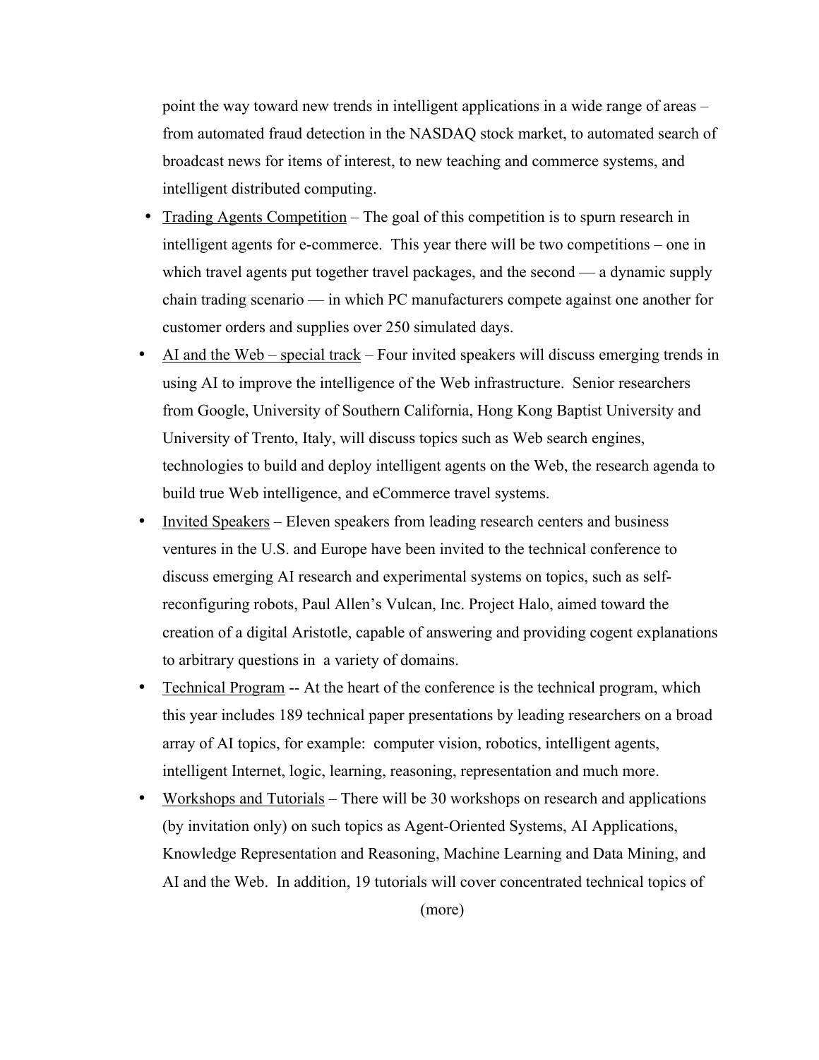point the way toward new trends in intelligent applications in a wide range of areas – from automated fraud detection in the NASDAQ stock market, to automated search of broadcast news for items of interest, to new teaching and commerce systems, and intelligent distributed computing.

- Trading Agents Competition – The goal of this competition is to spurn research in intelligent agents for e-commerce. This year there will be two competitions – one in which travel agents put together travel packages, and the second — a dynamic supply chain trading scenario — in which PC manufacturers compete against one another for customer orders and supplies over 250 simulated days.
- AI and the Web – special track – Four invited speakers will discuss emerging trends in using AI to improve the intelligence of the Web infrastructure. Senior researchers from Google, University of Southern California, Hong Kong Baptist University and University of Trento, Italy, will discuss topics such as Web search engines, technologies to build and deploy intelligent agents on the Web, the research agenda to build true Web intelligence, and eCommerce travel systems.
- Invited Speakers – Eleven speakers from leading research centers and business ventures in the U.S. and Europe have been invited to the technical conference to discuss emerging AI research and experimental systems on topics, such as self-reconfiguring robots, Paul Allen's Vulcan, Inc. Project Halo, aimed toward the creation of a digital Aristotle, capable of answering and providing cogent explanations to arbitrary questions in a variety of domains.
- Technical Program -- At the heart of the conference is the technical program, which this year includes 189 technical paper presentations by leading researchers on a broad array of AI topics, for example: computer vision, robotics, intelligent agents, intelligent Internet, logic, learning, reasoning, representation and much more.
- Workshops and Tutorials – There will be 30 workshops on research and applications (by invitation only) on such topics as Agent-Oriented Systems, AI Applications, Knowledge Representation and Reasoning, Machine Learning and Data Mining, and AI and the Web. In addition, 19 tutorials will cover concentrated technical topics of

(more)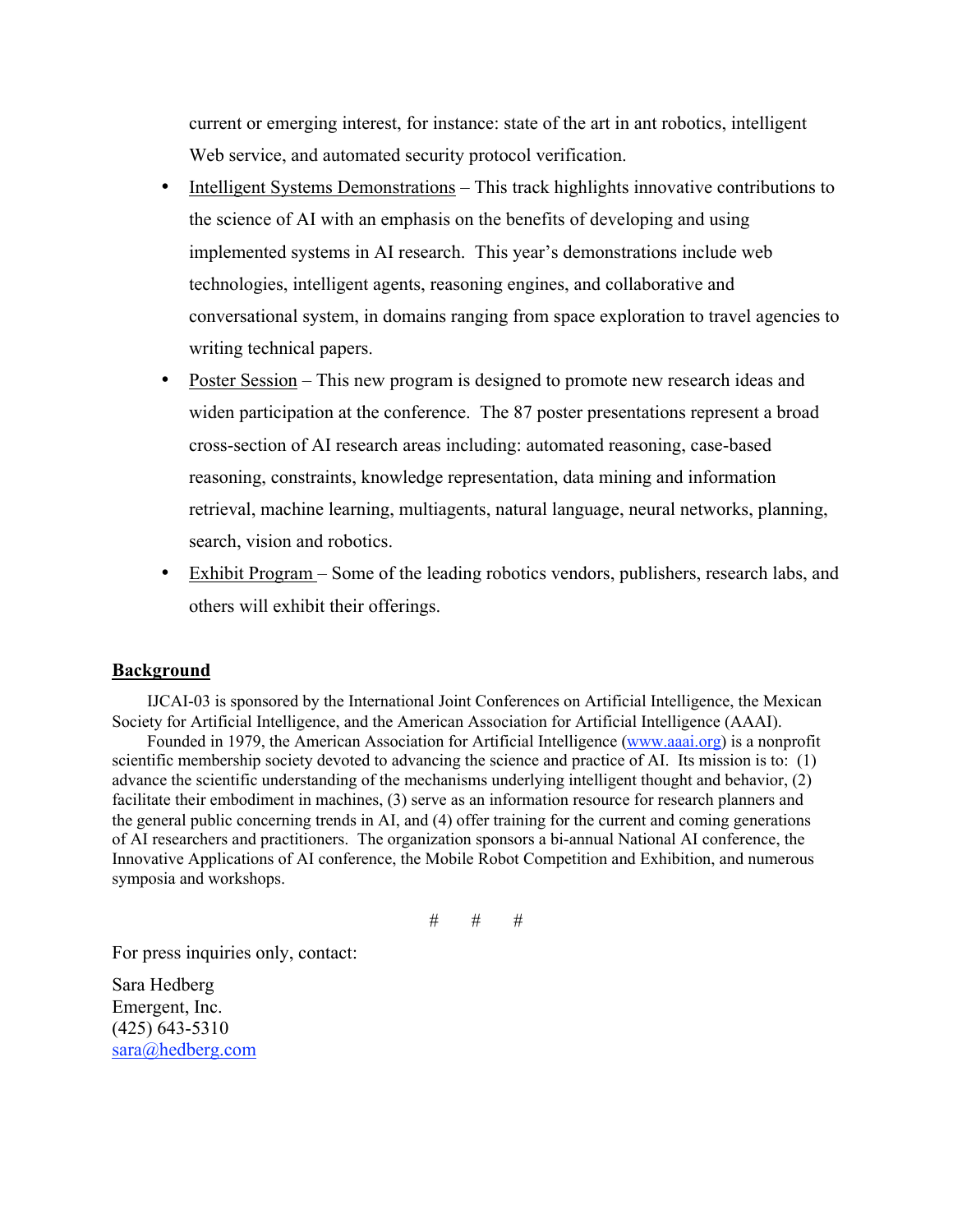current or emerging interest, for instance: state of the art in ant robotics, intelligent Web service, and automated security protocol verification.

- Intelligent Systems Demonstrations – This track highlights innovative contributions to the science of AI with an emphasis on the benefits of developing and using implemented systems in AI research. This year's demonstrations include web technologies, intelligent agents, reasoning engines, and collaborative and conversational system, in domains ranging from space exploration to travel agencies to writing technical papers.
- Poster Session – This new program is designed to promote new research ideas and widen participation at the conference. The 87 poster presentations represent a broad cross-section of AI research areas including: automated reasoning, case-based reasoning, constraints, knowledge representation, data mining and information retrieval, machine learning, multiagents, natural language, neural networks, planning, search, vision and robotics.
- Exhibit Program – Some of the leading robotics vendors, publishers, research labs, and others will exhibit their offerings.

**Background**

IJCAI-03 is sponsored by the International Joint Conferences on Artificial Intelligence, the Mexican Society for Artificial Intelligence, and the American Association for Artificial Intelligence (AAAI).

Founded in 1979, the American Association for Artificial Intelligence (www.aaai.org) is a nonprofit scientific membership society devoted to advancing the science and practice of AI. Its mission is to: (1) advance the scientific understanding of the mechanisms underlying intelligent thought and behavior, (2) facilitate their embodiment in machines, (3) serve as an information resource for research planners and the general public concerning trends in AI, and (4) offer training for the current and coming generations of AI researchers and practitioners. The organization sponsors a bi-annual National AI conference, the Innovative Applications of AI conference, the Mobile Robot Competition and Exhibition, and numerous symposia and workshops.

# # #

For press inquiries only, contact:

Sara Hedberg
Emergent, Inc.
(425) 643-5310
sara@hedberg.com